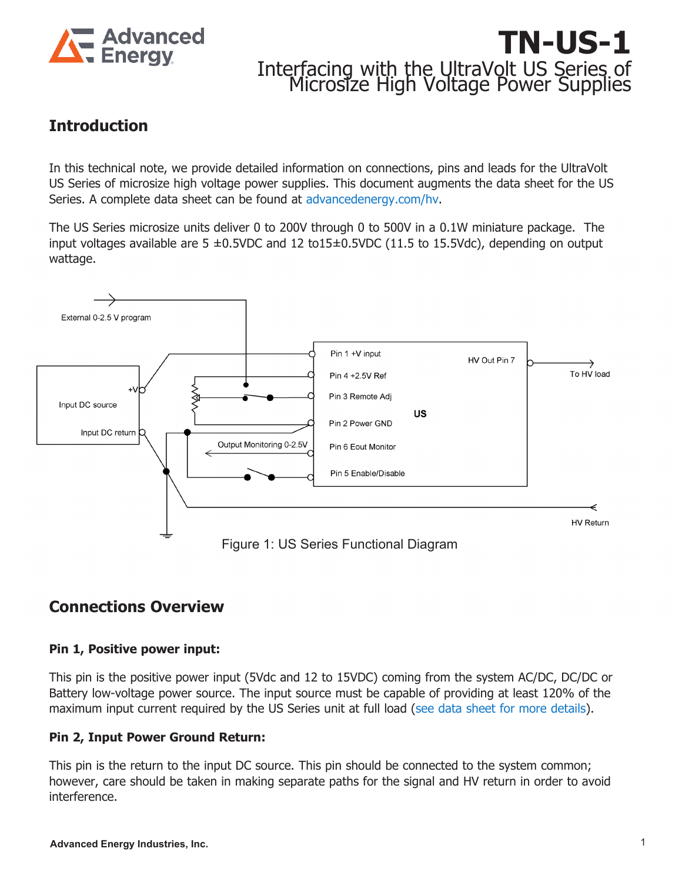# TN-US-1

## Interfacing with the UltraVolt US Series of Microsize High Voltage Power Supplies

## Introduction

In this technical note, we provide detailed information on connections, pins and leads for the UltraVolt US Series of microsize high voltage power supplies. This document augments the data sheet for the US Series. A complete data sheet can be found at advancedenergy.com/hv.

The US Series microsize units deliver 0 to 200V through 0 to 500V in a 0.1W miniature package. The input voltages available are 5 ±0.5VDC and 12 to15±0.5VDC (11.5 to 15.5Vdc), depending on output wattage.

Figure 1: US Series Functional Diagram

## Connections Overview

### Pin 1, Positive power input:

This pin is the positive power input (5Vdc and 12 to 15VDC) coming from the system AC/DC, DC/DC or Battery low-voltage power source. The input source must be capable of providing at least 120% of the maximum input current required by the US Series unit at full load (see data sheet for more details).

### Pin 2, Input Power Ground Return:

This pin is the return to the input DC source. This pin should be connected to the system common; however, care should be taken in making separate paths for the signal and HV return in order to avoid interference.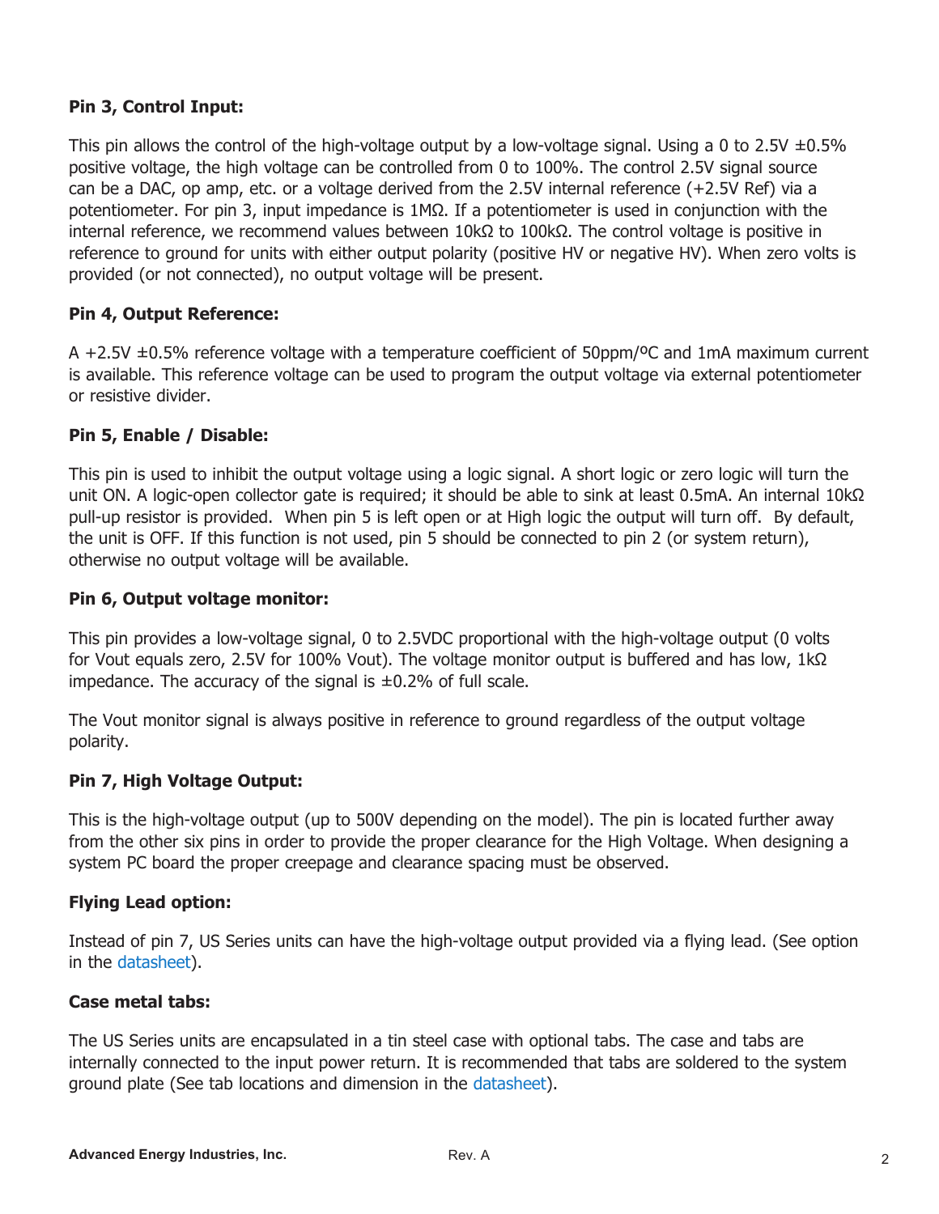**Pin 3, Control Input:**

This pin allows the control of the high-voltage output by a low-voltage signal. Using a 0 to 2.5V ±0.5% positive voltage, the high voltage can be controlled from 0 to 100%. The control 2.5V signal source can be a DAC, op amp, etc. or a voltage derived from the 2.5V internal reference (+2.5V Ref) via a potentiometer. For pin 3, input impedance is 1MΩ. If a potentiometer is used in conjunction with the internal reference, we recommend values between 10kΩ to 100kΩ. The control voltage is positive in reference to ground for units with either output polarity (positive HV or negative HV). When zero volts is provided (or not connected), no output voltage will be present.

**Pin 4, Output Reference:**

A +2.5V ±0.5% reference voltage with a temperature coefficient of 50ppm/ºC and 1mA maximum current is available. This reference voltage can be used to program the output voltage via external potentiometer or resistive divider.

**Pin 5, Enable / Disable:**

This pin is used to inhibit the output voltage using a logic signal. A short logic or zero logic will turn the unit ON. A logic-open collector gate is required; it should be able to sink at least 0.5mA. An internal 10kΩ pull-up resistor is provided. When pin 5 is left open or at High logic the output will turn off. By default, the unit is OFF. If this function is not used, pin 5 should be connected to pin 2 (or system return), otherwise no output voltage will be available.

**Pin 6, Output voltage monitor:**

This pin provides a low-voltage signal, 0 to 2.5VDC proportional with the high-voltage output (0 volts for Vout equals zero, 2.5V for 100% Vout). The voltage monitor output is buffered and has low, 1kΩ impedance. The accuracy of the signal is ±0.2% of full scale.

The Vout monitor signal is always positive in reference to ground regardless of the output voltage polarity.

**Pin 7, High Voltage Output:**

This is the high-voltage output (up to 500V depending on the model). The pin is located further away from the other six pins in order to provide the proper clearance for the High Voltage. When designing a system PC board the proper creepage and clearance spacing must be observed.

**Flying Lead option:**

Instead of pin 7, US Series units can have the high-voltage output provided via a flying lead. (See option in the datasheet).

**Case metal tabs:**

The US Series units are encapsulated in a tin steel case with optional tabs. The case and tabs are internally connected to the input power return. It is recommended that tabs are soldered to the system ground plate (See tab locations and dimension in the datasheet).